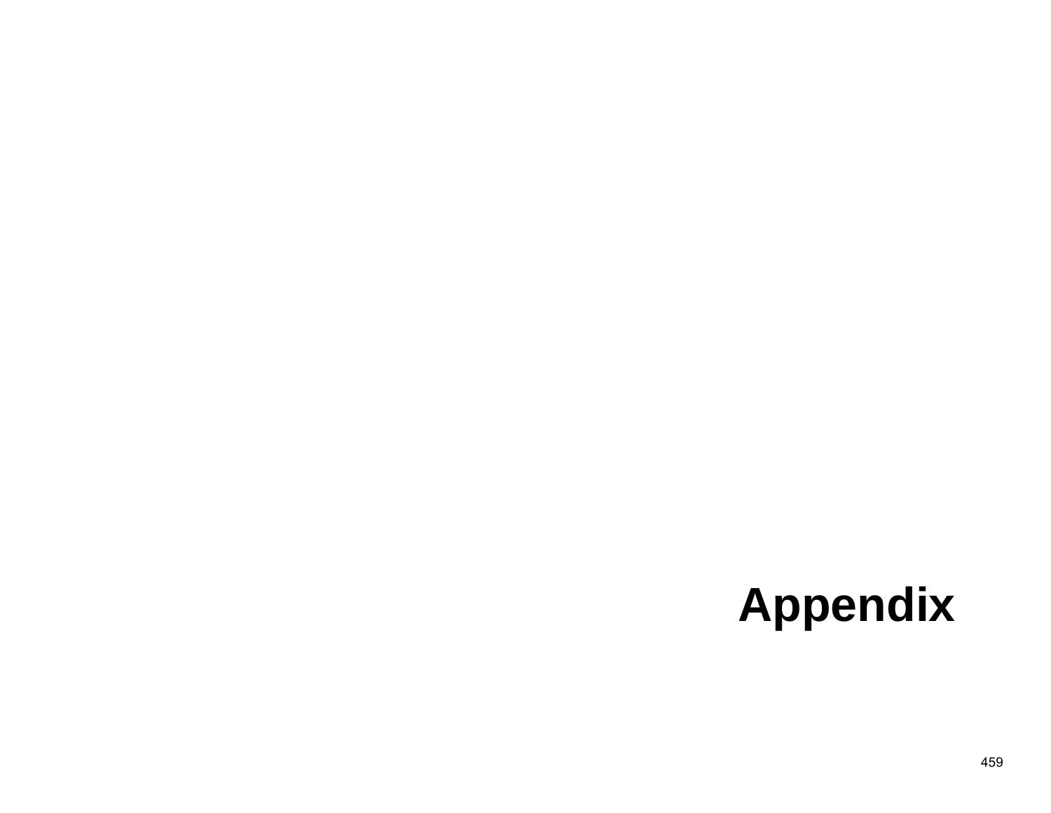# Appendix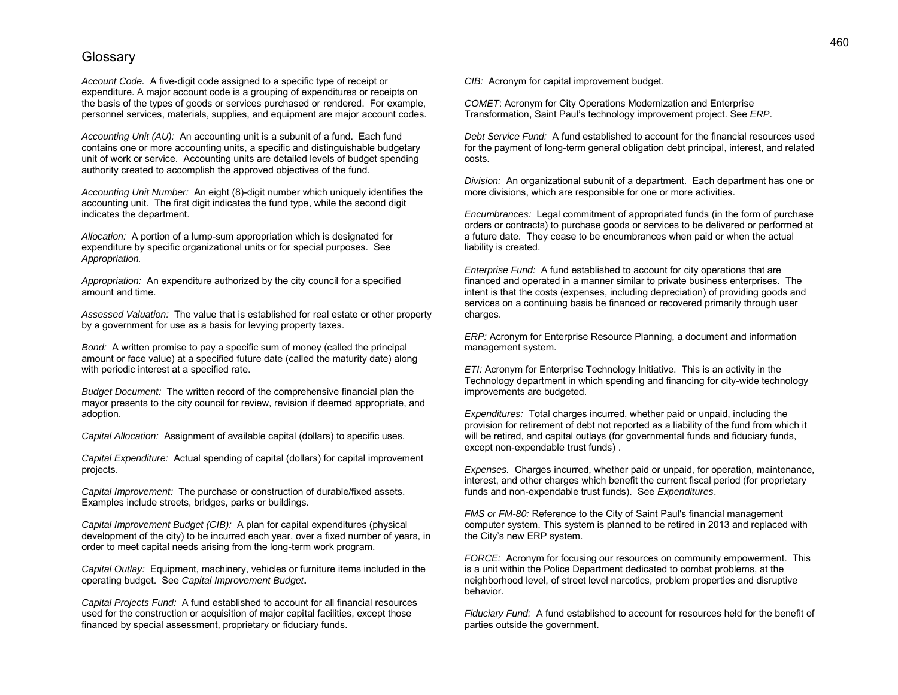# Glossary

*Account Code.* A five-digit code assigned to a specific type of receipt or expenditure. A major account code is a grouping of expenditures or receipts on the basis of the types of goods or services purchased or rendered. For example, personnel services, materials, supplies, and equipment are major account codes.

*Accounting Unit (AU):* An accounting unit is a subunit of a fund. Each fund contains one or more accounting units, a specific and distinguishable budgetary unit of work or service. Accounting units are detailed levels of budget spending authority created to accomplish the approved objectives of the fund.

*Accounting Unit Number:* An eight (8)-digit number which uniquely identifies the accounting unit. The first digit indicates the fund type, while the second digit indicates the department.

*Allocation:* A portion of a lump-sum appropriation which is designated for expenditure by specific organizational units or for special purposes. See *Appropriation.*

*Appropriation:* An expenditure authorized by the city council for a specified amount and time.

*Assessed Valuation:* The value that is established for real estate or other property by a government for use as a basis for levying property taxes.

*Bond:* A written promise to pay a specific sum of money (called the principal amount or face value) at a specified future date (called the maturity date) along with periodic interest at a specified rate.

*Budget Document:* The written record of the comprehensive financial plan the mayor presents to the city council for review, revision if deemed appropriate, and adoption.

*Capital Allocation:* Assignment of available capital (dollars) to specific uses.

*Capital Expenditure:* Actual spending of capital (dollars) for capital improvement projects.

*Capital Improvement:* The purchase or construction of durable/fixed assets. Examples include streets, bridges, parks or buildings.

*Capital Improvement Budget (CIB):* A plan for capital expenditures (physical development of the city) to be incurred each year, over a fixed number of years, in order to meet capital needs arising from the long-term work program.

*Capital Outlay:* Equipment, machinery, vehicles or furniture items included in the operating budget. See *Capital Improvement Budget***.**

*Capital Projects Fund:* A fund established to account for all financial resources used for the construction or acquisition of major capital facilities, except those financed by special assessment, proprietary or fiduciary funds.

*CIB:* Acronym for capital improvement budget.

*COMET*: Acronym for City Operations Modernization and Enterprise Transformation, Saint Paul's technology improvement project. See *ERP*.

*Debt Service Fund:* A fund established to account for the financial resources used for the payment of long-term general obligation debt principal, interest, and related costs.

*Division:* An organizational subunit of a department. Each department has one or more divisions, which are responsible for one or more activities.

*Encumbrances:* Legal commitment of appropriated funds (in the form of purchase orders or contracts) to purchase goods or services to be delivered or performed at a future date. They cease to be encumbrances when paid or when the actual liability is created.

*Enterprise Fund:* A fund established to account for city operations that are financed and operated in a manner similar to private business enterprises. The intent is that the costs (expenses, including depreciation) of providing goods and services on a continuing basis be financed or recovered primarily through user charges.

*ERP:* Acronym for Enterprise Resource Planning, a document and information management system.

*ETI:* Acronym for Enterprise Technology Initiative. This is an activity in the Technology department in which spending and financing for city-wide technology improvements are budgeted.

*Expenditures:* Total charges incurred, whether paid or unpaid, including the provision for retirement of debt not reported as a liability of the fund from which it will be retired, and capital outlays (for governmental funds and fiduciary funds, except non-expendable trust funds) .

*Expenses.* Charges incurred, whether paid or unpaid, for operation, maintenance, interest, and other charges which benefit the current fiscal period (for proprietary funds and non-expendable trust funds). See *Expenditures*.

*FMS or FM-80:* Reference to the City of Saint Paul's financial management computer system. This system is planned to be retired in 2013 and replaced with the City's new ERP system.

*FORCE:* Acronym for focusing our resources on community empowerment. This is a unit within the Police Department dedicated to combat problems, at the neighborhood level, of street level narcotics, problem properties and disruptive behavior.

*Fiduciary Fund:* A fund established to account for resources held for the benefit of parties outside the government.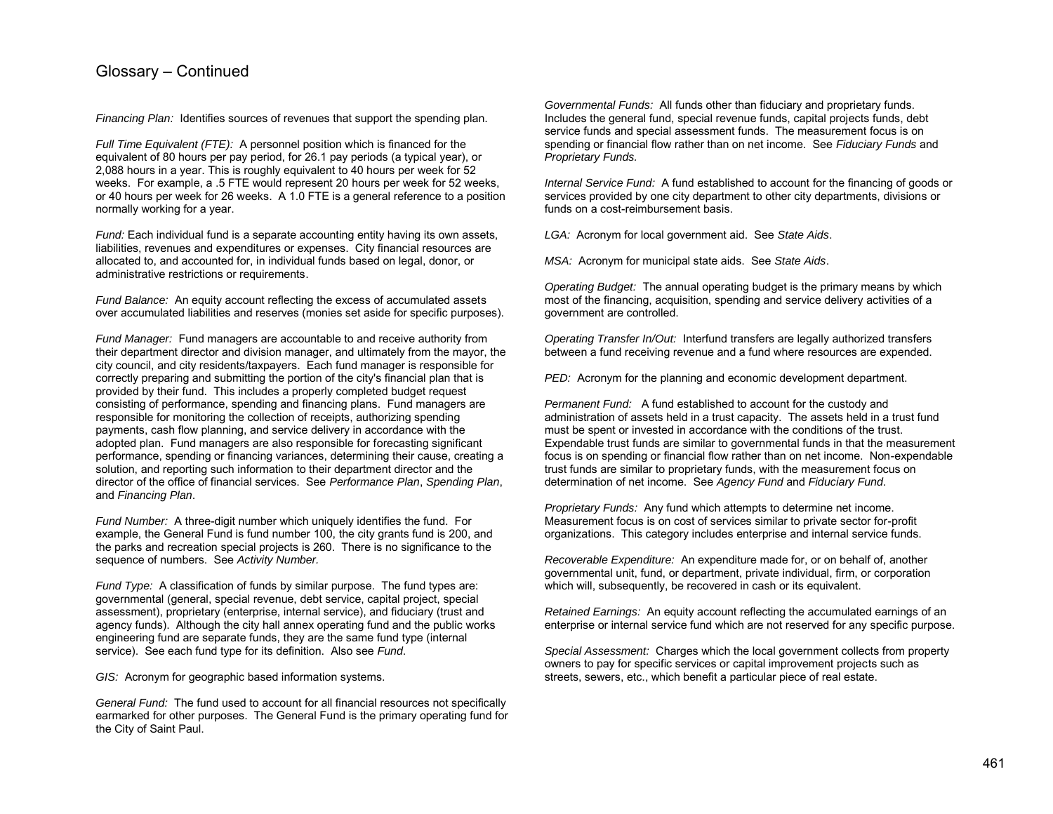# Glossary – Continued

*Financing Plan:* Identifies sources of revenues that support the spending plan.

*Full Time Equivalent (FTE):* A personnel position which is financed for the equivalent of 80 hours per pay period, for 26.1 pay periods (a typical year), or 2,088 hours in a year. This is roughly equivalent to 40 hours per week for 52 weeks. For example, a .5 FTE would represent 20 hours per week for 52 weeks, or 40 hours per week for 26 weeks. A 1.0 FTE is a general reference to a position normally working for a year.

*Fund:* Each individual fund is a separate accounting entity having its own assets, liabilities, revenues and expenditures or expenses. City financial resources are allocated to, and accounted for, in individual funds based on legal, donor, or administrative restrictions or requirements.

*Fund Balance:* An equity account reflecting the excess of accumulated assets over accumulated liabilities and reserves (monies set aside for specific purposes).

*Fund Manager:* Fund managers are accountable to and receive authority from their department director and division manager, and ultimately from the mayor, the city council, and city residents/taxpayers. Each fund manager is responsible for correctly preparing and submitting the portion of the city's financial plan that is provided by their fund. This includes a properly completed budget request consisting of performance, spending and financing plans. Fund managers are responsible for monitoring the collection of receipts, authorizing spending payments, cash flow planning, and service delivery in accordance with the adopted plan. Fund managers are also responsible for forecasting significant performance, spending or financing variances, determining their cause, creating a solution, and reporting such information to their department director and the director of the office of financial services. See *Performance Plan*, *Spending Plan*, and *Financing Plan*.

*Fund Number:* A three-digit number which uniquely identifies the fund. For example, the General Fund is fund number 100, the city grants fund is 200, and the parks and recreation special projects is 260. There is no significance to the sequence of numbers. See *Activity Number.*

*Fund Type:* A classification of funds by similar purpose. The fund types are: governmental (general, special revenue, debt service, capital project, special assessment), proprietary (enterprise, internal service), and fiduciary (trust and agency funds). Although the city hall annex operating fund and the public works engineering fund are separate funds, they are the same fund type (internal service). See each fund type for its definition. Also see *Fund*.

*GIS:* Acronym for geographic based information systems.

*General Fund:* The fund used to account for all financial resources not specifically earmarked for other purposes. The General Fund is the primary operating fund for the City of Saint Paul.

*Governmental Funds:* All funds other than fiduciary and proprietary funds. Includes the general fund, special revenue funds, capital projects funds, debt service funds and special assessment funds. The measurement focus is on spending or financial flow rather than on net income. See *Fiduciary Funds* and *Proprietary Funds.*

*Internal Service Fund:* A fund established to account for the financing of goods or services provided by one city department to other city departments, divisions or funds on a cost-reimbursement basis.

*LGA:* Acronym for local government aid. See *State Aids*.

*MSA:* Acronym for municipal state aids. See *State Aids*.

*Operating Budget:* The annual operating budget is the primary means by which most of the financing, acquisition, spending and service delivery activities of a government are controlled.

*Operating Transfer In/Out:* Interfund transfers are legally authorized transfers between a fund receiving revenue and a fund where resources are expended.

*PED:* Acronym for the planning and economic development department.

*Permanent Fund:* A fund established to account for the custody and administration of assets held in a trust capacity. The assets held in a trust fund must be spent or invested in accordance with the conditions of the trust. Expendable trust funds are similar to governmental funds in that the measurement focus is on spending or financial flow rather than on net income. Non-expendable trust funds are similar to proprietary funds, with the measurement focus on determination of net income. See *Agency Fund* and *Fiduciary Fund*.

*Proprietary Funds:* Any fund which attempts to determine net income. Measurement focus is on cost of services similar to private sector for-profit organizations. This category includes enterprise and internal service funds.

*Recoverable Expenditure:* An expenditure made for, or on behalf of, another governmental unit, fund, or department, private individual, firm, or corporation which will, subsequently, be recovered in cash or its equivalent.

*Retained Earnings:* An equity account reflecting the accumulated earnings of an enterprise or internal service fund which are not reserved for any specific purpose.

*Special Assessment:* Charges which the local government collects from property owners to pay for specific services or capital improvement projects such as streets, sewers, etc., which benefit a particular piece of real estate.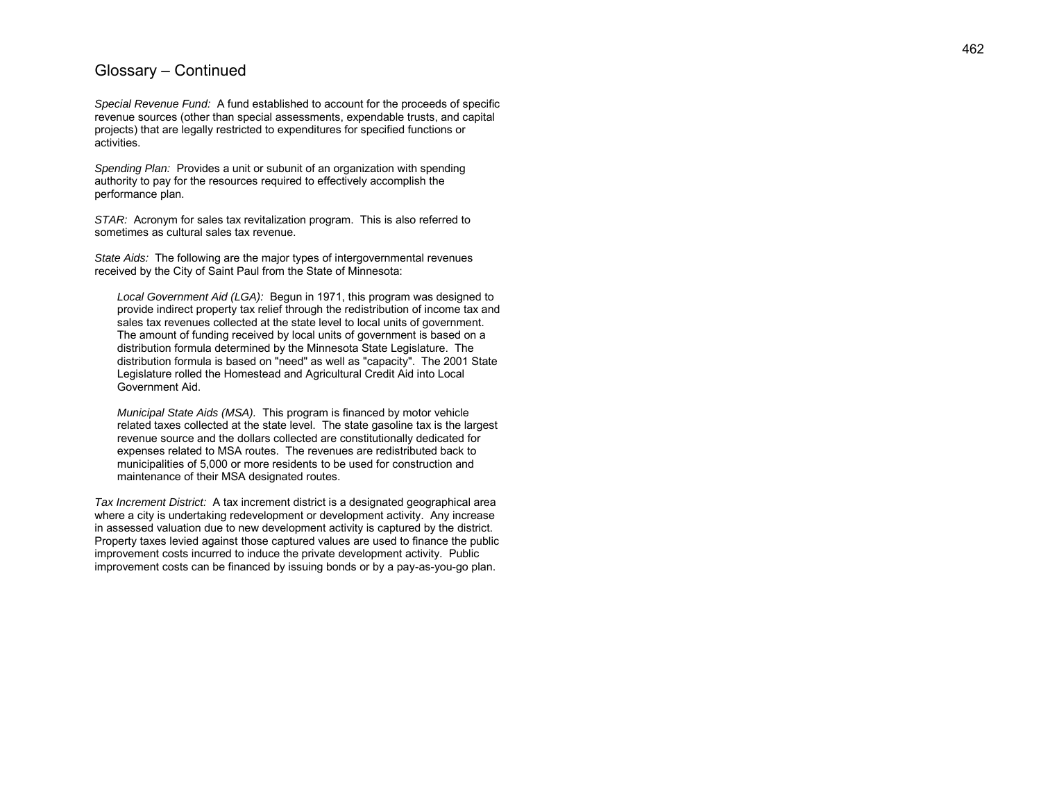## Glossary – Continued

*Special Revenue Fund:* A fund established to account for the proceeds of specific revenue sources (other than special assessments, expendable trusts, and capital projects) that are legally restricted to expenditures for specified functions or activities.

*Spending Plan:* Provides a unit or subunit of an organization with spending authority to pay for the resources required to effectively accomplish the performance plan.

*STAR:* Acronym for sales tax revitalization program. This is also referred to sometimes as cultural sales tax revenue.

*State Aids:* The following are the major types of intergovernmental revenues received by the City of Saint Paul from the State of Minnesota:

> *Local Government Aid (LGA):* Begun in 1971, this program was designed to provide indirect property tax relief through the redistribution of income tax and sales tax revenues collected at the state level to local units of government. The amount of funding received by local units of government is based on a distribution formula determined by the Minnesota State Legislature. The distribution formula is based on "need" as well as "capacity". The 2001 State Legislature rolled the Homestead and Agricultural Credit Aid into Local Government Aid.
>
> *Municipal State Aids (MSA).* This program is financed by motor vehicle related taxes collected at the state level. The state gasoline tax is the largest revenue source and the dollars collected are constitutionally dedicated for expenses related to MSA routes. The revenues are redistributed back to municipalities of 5,000 or more residents to be used for construction and maintenance of their MSA designated routes.

*Tax Increment District:* A tax increment district is a designated geographical area where a city is undertaking redevelopment or development activity. Any increase in assessed valuation due to new development activity is captured by the district. Property taxes levied against those captured values are used to finance the public improvement costs incurred to induce the private development activity. Public improvement costs can be financed by issuing bonds or by a pay-as-you-go plan.